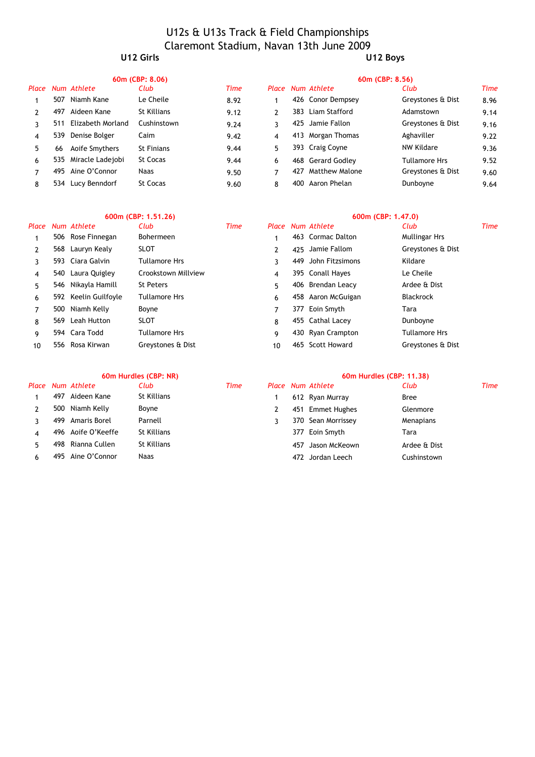# U12s & U13s Track & Field Championships
# Claremont Stadium, Navan 13th June 2009

## U12 Girls

### 60m (CBP: 8.06)

| Place | Num | Athlete | Club | Time |
|---|---|---|---|---|
| 1 | 507 | Niamh Kane | Le Cheile | 8.92 |
| 2 | 497 | Aideen Kane | St Killians | 9.12 |
| 3 | 511 | Elizabeth Morland | Cushinstown | 9.24 |
| 4 | 539 | Denise Bolger | Caim | 9.42 |
| 5 | 66 | Aoife Smythers | St Finians | 9.44 |
| 6 | 535 | Miracle Ladejobi | St Cocas | 9.44 |
| 7 | 495 | Aine O'Connor | Naas | 9.50 |
| 8 | 534 | Lucy Benndorf | St Cocas | 9.60 |

### 600m (CBP: 1.51.26)

| Place | Num | Athlete | Club | Time |
|---|---|---|---|---|
| 1 | 506 | Rose Finnegan | Bohermeen | |
| 2 | 568 | Lauryn Kealy | SLOT | |
| 3 | 593 | Ciara Galvin | Tullamore Hrs | |
| 4 | 540 | Laura Quigley | Crookstown Millview | |
| 5 | 546 | Nikayla Hamill | St Peters | |
| 6 | 592 | Keelin Guilfoyle | Tullamore Hrs | |
| 7 | 500 | Niamh Kelly | Boyne | |
| 8 | 569 | Leah Hutton | SLOT | |
| 9 | 594 | Cara Todd | Tullamore Hrs | |
| 10 | 556 | Rosa Kirwan | Greystones & Dist | |

### 60m Hurdles (CBP: NR)

| Place | Num | Athlete | Club | Time |
|---|---|---|---|---|
| 1 | 497 | Aideen Kane | St Killians | |
| 2 | 500 | Niamh Kelly | Boyne | |
| 3 | 499 | Amaris Borel | Parnell | |
| 4 | 496 | Aoife O'Keeffe | St Killians | |
| 5 | 498 | Rianna Cullen | St Killians | |
| 6 | 495 | Aine O'Connor | Naas | |

## U12 Boys

### 60m (CBP: 8.56)

| Place | Num | Athlete | Club | Time |
|---|---|---|---|---|
| 1 | 426 | Conor Dempsey | Greystones & Dist | 8.96 |
| 2 | 383 | Liam Stafford | Adamstown | 9.14 |
| 3 | 425 | Jamie Fallon | Greystones & Dist | 9.16 |
| 4 | 413 | Morgan Thomas | Aghaviller | 9.22 |
| 5 | 393 | Craig Coyne | NW Kildare | 9.36 |
| 6 | 468 | Gerard Godley | Tullamore Hrs | 9.52 |
| 7 | 427 | Matthew Malone | Greystones & Dist | 9.60 |
| 8 | 400 | Aaron Phelan | Dunboyne | 9.64 |

### 600m (CBP: 1.47.0)

| Place | Num | Athlete | Club | Time |
|---|---|---|---|---|
| 1 | 463 | Cormac Dalton | Mullingar Hrs | |
| 2 | 425 | Jamie Fallom | Greystones & Dist | |
| 3 | 449 | John Fitzsimons | Kildare | |
| 4 | 395 | Conall Hayes | Le Cheile | |
| 5 | 406 | Brendan Leacy | Ardee & Dist | |
| 6 | 458 | Aaron McGuigan | Blackrock | |
| 7 | 377 | Eoin Smyth | Tara | |
| 8 | 455 | Cathal Lacey | Dunboyne | |
| 9 | 430 | Ryan Crampton | Tullamore Hrs | |
| 10 | 465 | Scott Howard | Greystones & Dist | |

### 60m Hurdles (CBP: 11.38)

| Place | Num | Athlete | Club | Time |
|---|---|---|---|---|
| 1 | 612 | Ryan Murray | Bree | |
| 2 | 451 | Emmet Hughes | Glenmore | |
| 3 | 370 | Sean Morrissey | Menapians | |
| | 377 | Eoin Smyth | Tara | |
| | 457 | Jason McKeown | Ardee & Dist | |
| | 472 | Jordan Leech | Cushinstown | |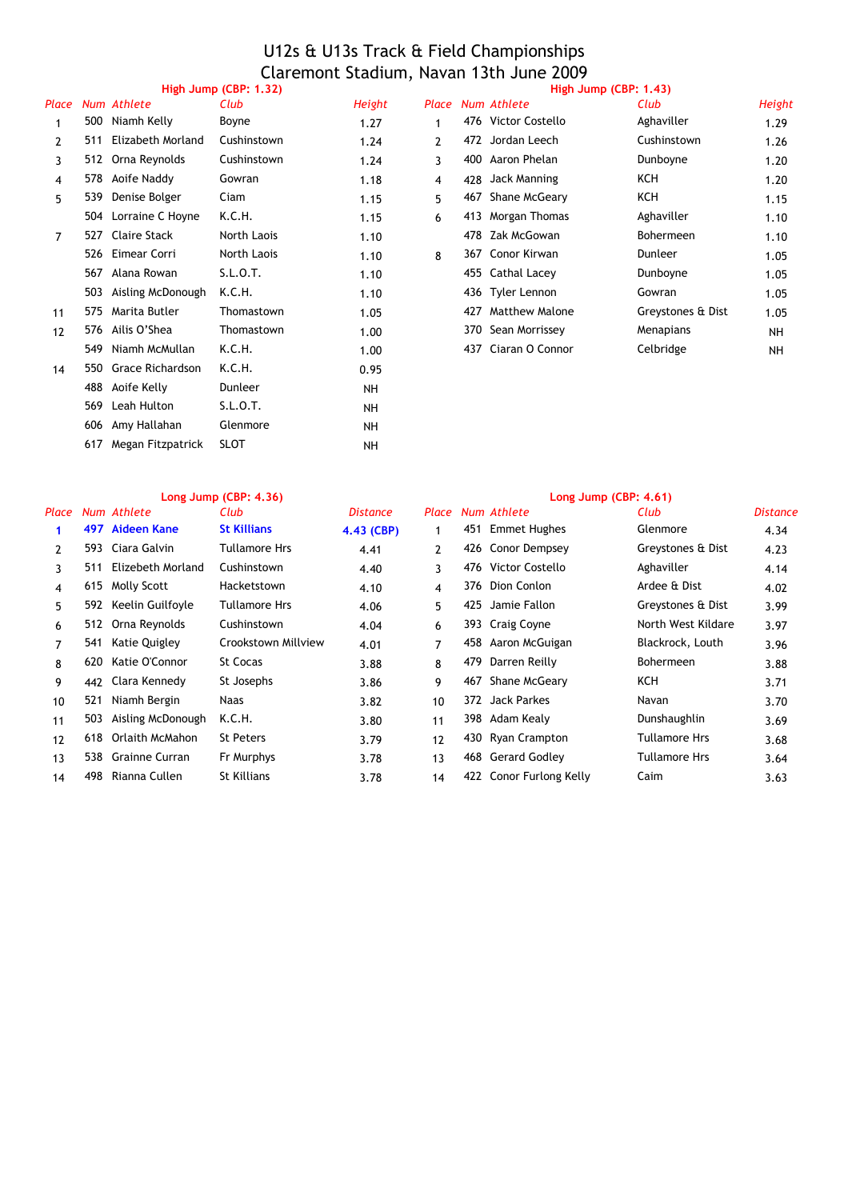# U12s & U13s Track & Field Championships
# Claremont Stadium, Navan 13th June 2009

### High Jump (CBP: 1.32)

| Place | Num | Athlete | Club | Height |
|---|---|---|---|---|
| 1 | 500 | Niamh Kelly | Boyne | 1.27 |
| 2 | 511 | Elizabeth Morland | Cushinstown | 1.24 |
| 3 | 512 | Orna Reynolds | Cushinstown | 1.24 |
| 4 | 578 | Aoife Naddy | Gowran | 1.18 |
| 5 | 539 | Denise Bolger | Ciam | 1.15 |
| | 504 | Lorraine C Hoyne | K.C.H. | 1.15 |
| 7 | 527 | Claire Stack | North Laois | 1.10 |
| | 526 | Eimear Corri | North Laois | 1.10 |
| | 567 | Alana Rowan | S.L.O.T. | 1.10 |
| | 503 | Aisling McDonough | K.C.H. | 1.10 |
| 11 | 575 | Marita Butler | Thomastown | 1.05 |
| 12 | 576 | Ailis O'Shea | Thomastown | 1.00 |
| | 549 | Niamh McMullan | K.C.H. | 1.00 |
| 14 | 550 | Grace Richardson | K.C.H. | 0.95 |
| | 488 | Aoife Kelly | Dunleer | NH |
| | 569 | Leah Hulton | S.L.O.T. | NH |
| | 606 | Amy Hallahan | Glenmore | NH |
| | 617 | Megan Fitzpatrick | SLOT | NH |

### High Jump (CBP: 1.43)

| Place | Num | Athlete | Club | Height |
|---|---|---|---|---|
| 1 | 476 | Victor Costello | Aghaviller | 1.29 |
| 2 | 472 | Jordan Leech | Cushinstown | 1.26 |
| 3 | 400 | Aaron Phelan | Dunboyne | 1.20 |
| 4 | 428 | Jack Manning | KCH | 1.20 |
| 5 | 467 | Shane McGeary | KCH | 1.15 |
| 6 | 413 | Morgan Thomas | Aghaviller | 1.10 |
| | 478 | Zak McGowan | Bohermeen | 1.10 |
| 8 | 367 | Conor Kirwan | Dunleer | 1.05 |
| | 455 | Cathal Lacey | Dunboyne | 1.05 |
| | 436 | Tyler Lennon | Gowran | 1.05 |
| | 427 | Matthew Malone | Greystones & Dist | 1.05 |
| | 370 | Sean Morrissey | Menapians | NH |
| | 437 | Ciaran O Connor | Celbridge | NH |

### Long Jump (CBP: 4.36)

| Place | Num | Athlete | Club | Distance |
|---|---|---|---|---|
| **1** | **497** | **Aideen Kane** | **St Killians** | **4.43 (CBP)** |
| 2 | 593 | Ciara Galvin | Tullamore Hrs | 4.41 |
| 3 | 511 | Elizebeth Morland | Cushinstown | 4.40 |
| 4 | 615 | Molly Scott | Hacketstown | 4.10 |
| 5 | 592 | Keelin Guilfoyle | Tullamore Hrs | 4.06 |
| 6 | 512 | Orna Reynolds | Cushinstown | 4.04 |
| 7 | 541 | Katie Quigley | Crookstown Millview | 4.01 |
| 8 | 620 | Katie O'Connor | St Cocas | 3.88 |
| 9 | 442 | Clara Kennedy | St Josephs | 3.86 |
| 10 | 521 | Niamh Bergin | Naas | 3.82 |
| 11 | 503 | Aisling McDonough | K.C.H. | 3.80 |
| 12 | 618 | Orlaith McMahon | St Peters | 3.79 |
| 13 | 538 | Grainne Curran | Fr Murphys | 3.78 |
| 14 | 498 | Rianna Cullen | St Killians | 3.78 |

### Long Jump (CBP: 4.61)

| Place | Num | Athlete | Club | Distance |
|---|---|---|---|---|
| 1 | 451 | Emmet Hughes | Glenmore | 4.34 |
| 2 | 426 | Conor Dempsey | Greystones & Dist | 4.23 |
| 3 | 476 | Victor Costello | Aghaviller | 4.14 |
| 4 | 376 | Dion Conlon | Ardee & Dist | 4.02 |
| 5 | 425 | Jamie Fallon | Greystones & Dist | 3.99 |
| 6 | 393 | Craig Coyne | North West Kildare | 3.97 |
| 7 | 458 | Aaron McGuigan | Blackrock, Louth | 3.96 |
| 8 | 479 | Darren Reilly | Bohermeen | 3.88 |
| 9 | 467 | Shane McGeary | KCH | 3.71 |
| 10 | 372 | Jack Parkes | Navan | 3.70 |
| 11 | 398 | Adam Kealy | Dunshaughlin | 3.69 |
| 12 | 430 | Ryan Crampton | Tullamore Hrs | 3.68 |
| 13 | 468 | Gerard Godley | Tullamore Hrs | 3.64 |
| 14 | 422 | Conor Furlong Kelly | Caim | 3.63 |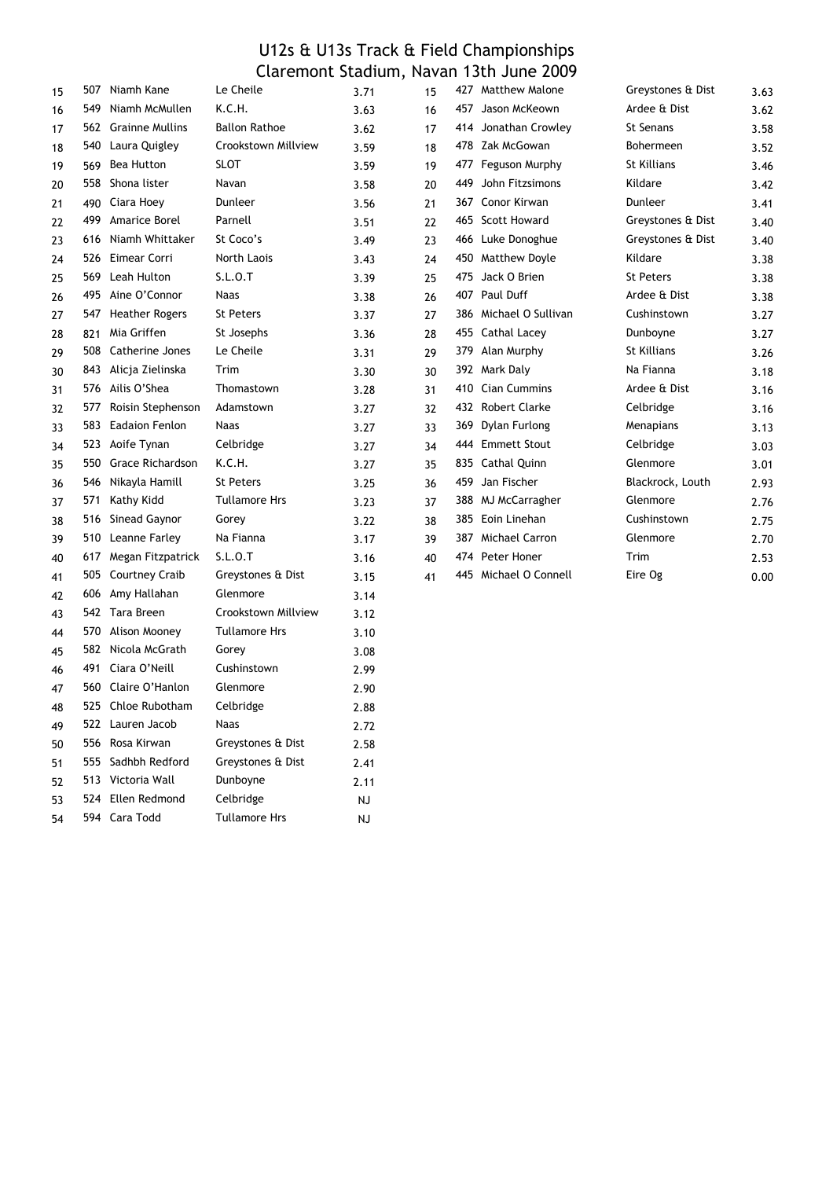# U12s & U13s Track & Field Championships
## Claremont Stadium, Navan 13th June 2009

| | | | | |
|---|---|---|---|---|
| 15 | 507 | Niamh Kane | Le Cheile | 3.71 |
| 16 | 549 | Niamh McMullen | K.C.H. | 3.63 |
| 17 | 562 | Grainne Mullins | Ballon Rathoe | 3.62 |
| 18 | 540 | Laura Quigley | Crookstown Millview | 3.59 |
| 19 | 569 | Bea Hutton | SLOT | 3.59 |
| 20 | 558 | Shona lister | Navan | 3.58 |
| 21 | 490 | Ciara Hoey | Dunleer | 3.56 |
| 22 | 499 | Amarice Borel | Parnell | 3.51 |
| 23 | 616 | Niamh Whittaker | St Coco's | 3.49 |
| 24 | 526 | Eimear Corri | North Laois | 3.43 |
| 25 | 569 | Leah Hulton | S.L.O.T | 3.39 |
| 26 | 495 | Aine O'Connor | Naas | 3.38 |
| 27 | 547 | Heather Rogers | St Peters | 3.37 |
| 28 | 821 | Mia Griffen | St Josephs | 3.36 |
| 29 | 508 | Catherine Jones | Le Cheile | 3.31 |
| 30 | 843 | Alicja Zielinska | Trim | 3.30 |
| 31 | 576 | Ailis O'Shea | Thomastown | 3.28 |
| 32 | 577 | Roisin Stephenson | Adamstown | 3.27 |
| 33 | 583 | Eadaion Fenlon | Naas | 3.27 |
| 34 | 523 | Aoife Tynan | Celbridge | 3.27 |
| 35 | 550 | Grace Richardson | K.C.H. | 3.27 |
| 36 | 546 | Nikayla Hamill | St Peters | 3.25 |
| 37 | 571 | Kathy Kidd | Tullamore Hrs | 3.23 |
| 38 | 516 | Sinead Gaynor | Gorey | 3.22 |
| 39 | 510 | Leanne Farley | Na Fianna | 3.17 |
| 40 | 617 | Megan Fitzpatrick | S.L.O.T | 3.16 |
| 41 | 505 | Courtney Craib | Greystones & Dist | 3.15 |
| 42 | 606 | Amy Hallahan | Glenmore | 3.14 |
| 43 | 542 | Tara Breen | Crookstown Millview | 3.12 |
| 44 | 570 | Alison Mooney | Tullamore Hrs | 3.10 |
| 45 | 582 | Nicola McGrath | Gorey | 3.08 |
| 46 | 491 | Ciara O'Neill | Cushinstown | 2.99 |
| 47 | 560 | Claire O'Hanlon | Glenmore | 2.90 |
| 48 | 525 | Chloe Rubotham | Celbridge | 2.88 |
| 49 | 522 | Lauren Jacob | Naas | 2.72 |
| 50 | 556 | Rosa Kirwan | Greystones & Dist | 2.58 |
| 51 | 555 | Sadhbh Redford | Greystones & Dist | 2.41 |
| 52 | 513 | Victoria Wall | Dunboyne | 2.11 |
| 53 | 524 | Ellen Redmond | Celbridge | NJ |
| 54 | 594 | Cara Todd | Tullamore Hrs | NJ |

| | | | | |
|---|---|---|---|---|
| 15 | 427 | Matthew Malone | Greystones & Dist | 3.63 |
| 16 | 457 | Jason McKeown | Ardee & Dist | 3.62 |
| 17 | 414 | Jonathan Crowley | St Senans | 3.58 |
| 18 | 478 | Zak McGowan | Bohermeen | 3.52 |
| 19 | 477 | Feguson Murphy | St Killians | 3.46 |
| 20 | 449 | John Fitzsimons | Kildare | 3.42 |
| 21 | 367 | Conor Kirwan | Dunleer | 3.41 |
| 22 | 465 | Scott Howard | Greystones & Dist | 3.40 |
| 23 | 466 | Luke Donoghue | Greystones & Dist | 3.40 |
| 24 | 450 | Matthew Doyle | Kildare | 3.38 |
| 25 | 475 | Jack O Brien | St Peters | 3.38 |
| 26 | 407 | Paul Duff | Ardee & Dist | 3.38 |
| 27 | 386 | Michael O Sullivan | Cushinstown | 3.27 |
| 28 | 455 | Cathal Lacey | Dunboyne | 3.27 |
| 29 | 379 | Alan Murphy | St Killians | 3.26 |
| 30 | 392 | Mark Daly | Na Fianna | 3.18 |
| 31 | 410 | Cian Cummins | Ardee & Dist | 3.16 |
| 32 | 432 | Robert Clarke | Celbridge | 3.16 |
| 33 | 369 | Dylan Furlong | Menapians | 3.13 |
| 34 | 444 | Emmett Stout | Celbridge | 3.03 |
| 35 | 835 | Cathal Quinn | Glenmore | 3.01 |
| 36 | 459 | Jan Fischer | Blackrock, Louth | 2.93 |
| 37 | 388 | MJ McCarragher | Glenmore | 2.76 |
| 38 | 385 | Eoin Linehan | Cushinstown | 2.75 |
| 39 | 387 | Michael Carron | Glenmore | 2.70 |
| 40 | 474 | Peter Honer | Trim | 2.53 |
| 41 | 445 | Michael O Connell | Eire Og | 0.00 |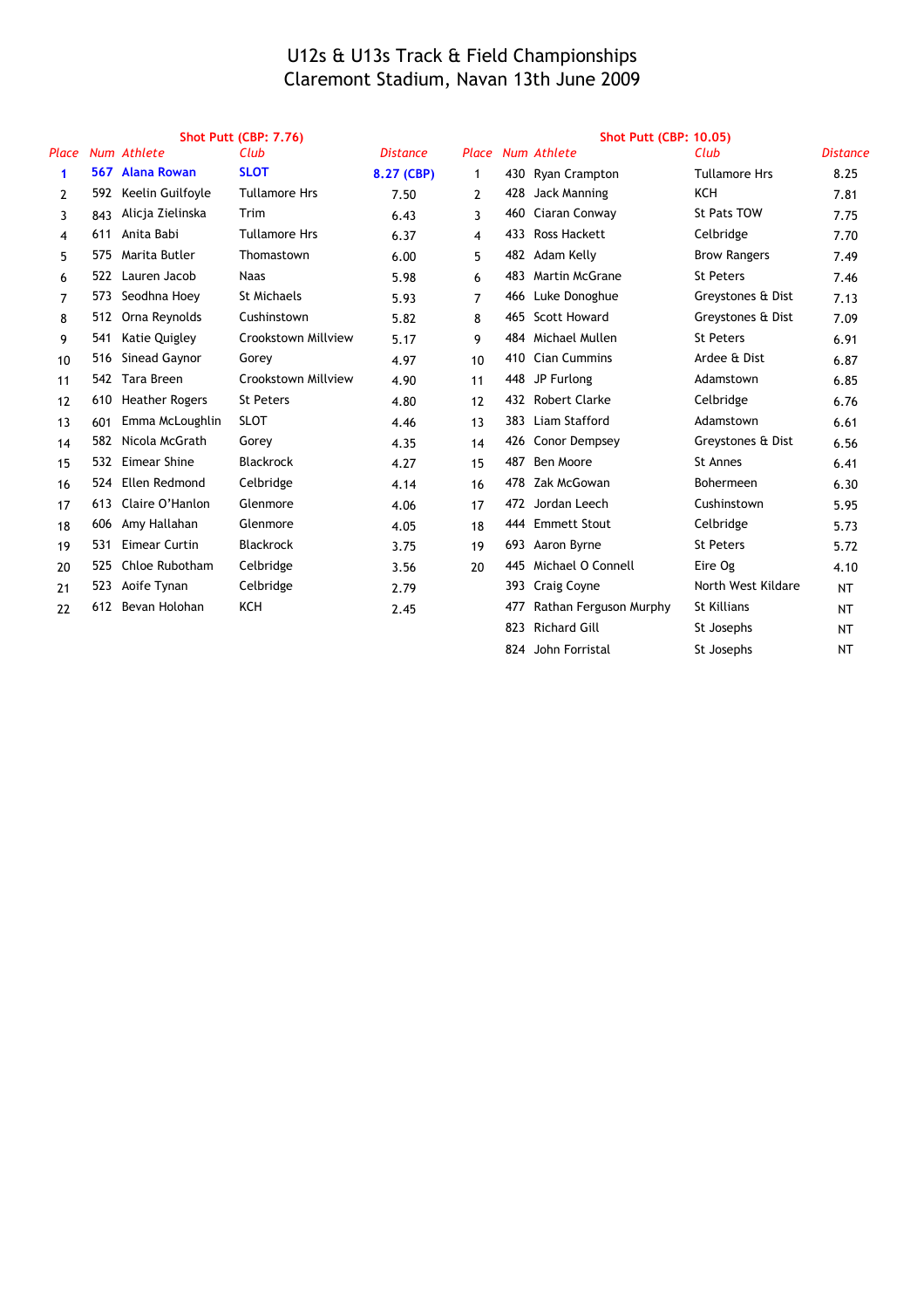# U12s & U13s Track & Field Championships
# Claremont Stadium, Navan 13th June 2009

### Shot Putt (CBP: 7.76)

| Place | Num | Athlete | Club | Distance |
|---|---|---|---|---|
| **1** | **567** | **Alana Rowan** | **SLOT** | **8.27 (CBP)** |
| 2 | 592 | Keelin Guilfoyle | Tullamore Hrs | 7.50 |
| 3 | 843 | Alicja Zielinska | Trim | 6.43 |
| 4 | 611 | Anita Babi | Tullamore Hrs | 6.37 |
| 5 | 575 | Marita Butler | Thomastown | 6.00 |
| 6 | 522 | Lauren Jacob | Naas | 5.98 |
| 7 | 573 | Seodhna Hoey | St Michaels | 5.93 |
| 8 | 512 | Orna Reynolds | Cushinstown | 5.82 |
| 9 | 541 | Katie Quigley | Crookstown Millview | 5.17 |
| 10 | 516 | Sinead Gaynor | Gorey | 4.97 |
| 11 | 542 | Tara Breen | Crookstown Millview | 4.90 |
| 12 | 610 | Heather Rogers | St Peters | 4.80 |
| 13 | 601 | Emma McLoughlin | SLOT | 4.46 |
| 14 | 582 | Nicola McGrath | Gorey | 4.35 |
| 15 | 532 | Eimear Shine | Blackrock | 4.27 |
| 16 | 524 | Ellen Redmond | Celbridge | 4.14 |
| 17 | 613 | Claire O'Hanlon | Glenmore | 4.06 |
| 18 | 606 | Amy Hallahan | Glenmore | 4.05 |
| 19 | 531 | Eimear Curtin | Blackrock | 3.75 |
| 20 | 525 | Chloe Rubotham | Celbridge | 3.56 |
| 21 | 523 | Aoife Tynan | Celbridge | 2.79 |
| 22 | 612 | Bevan Holohan | KCH | 2.45 |

### Shot Putt (CBP: 10.05)

| Place | Num | Athlete | Club | Distance |
|---|---|---|---|---|
| 1 | 430 | Ryan Crampton | Tullamore Hrs | 8.25 |
| 2 | 428 | Jack Manning | KCH | 7.81 |
| 3 | 460 | Ciaran Conway | St Pats TOW | 7.75 |
| 4 | 433 | Ross Hackett | Celbridge | 7.70 |
| 5 | 482 | Adam Kelly | Brow Rangers | 7.49 |
| 6 | 483 | Martin McGrane | St Peters | 7.46 |
| 7 | 466 | Luke Donoghue | Greystones & Dist | 7.13 |
| 8 | 465 | Scott Howard | Greystones & Dist | 7.09 |
| 9 | 484 | Michael Mullen | St Peters | 6.91 |
| 10 | 410 | Cian Cummins | Ardee & Dist | 6.87 |
| 11 | 448 | JP Furlong | Adamstown | 6.85 |
| 12 | 432 | Robert Clarke | Celbridge | 6.76 |
| 13 | 383 | Liam Stafford | Adamstown | 6.61 |
| 14 | 426 | Conor Dempsey | Greystones & Dist | 6.56 |
| 15 | 487 | Ben Moore | St Annes | 6.41 |
| 16 | 478 | Zak McGowan | Bohermeen | 6.30 |
| 17 | 472 | Jordan Leech | Cushinstown | 5.95 |
| 18 | 444 | Emmett Stout | Celbridge | 5.73 |
| 19 | 693 | Aaron Byrne | St Peters | 5.72 |
| 20 | 445 | Michael O Connell | Eire Og | 4.10 |
| | 393 | Craig Coyne | North West Kildare | NT |
| | 477 | Rathan Ferguson Murphy | St Killians | NT |
| | 823 | Richard Gill | St Josephs | NT |
| | 824 | John Forristal | St Josephs | NT |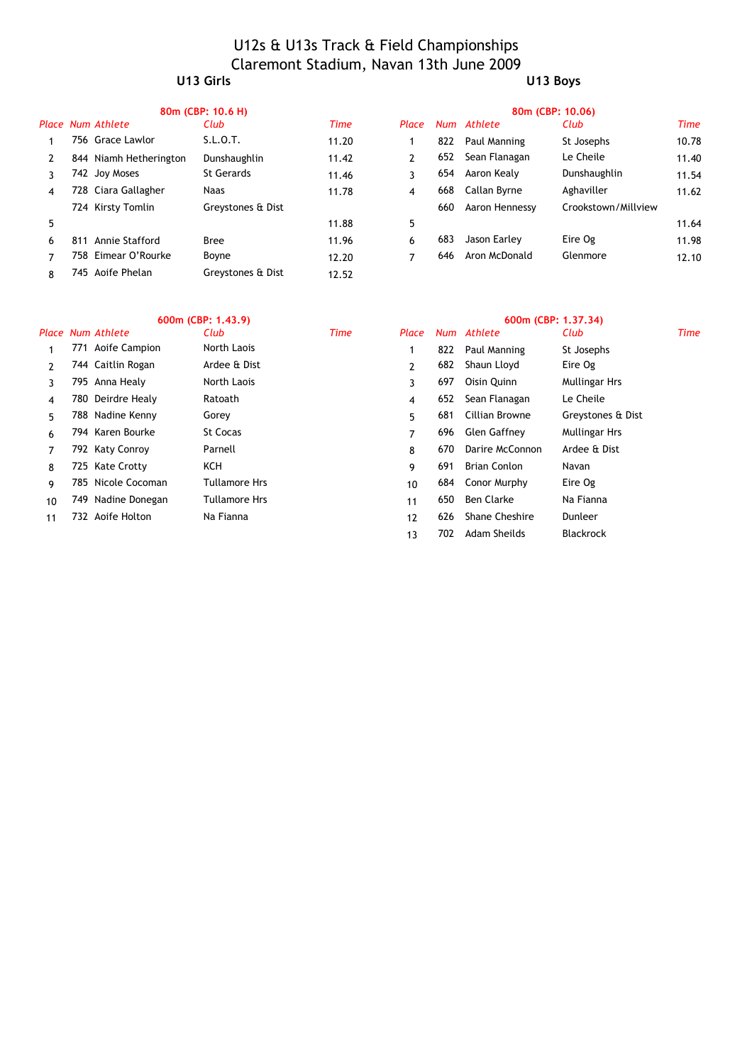# U12s & U13s Track & Field Championships
# Claremont Stadium, Navan 13th June 2009

## U13 Girls

### 80m (CBP: 10.6 H)

| Place | Num | Athlete | Club | Time |
|---|---|---|---|---|
| 1 | 756 | Grace Lawlor | S.L.O.T. | 11.20 |
| 2 | 844 | Niamh Hetherington | Dunshaughlin | 11.42 |
| 3 | 742 | Joy Moses | St Gerards | 11.46 |
| 4 | 728 | Ciara Gallagher | Naas | 11.78 |
|  | 724 | Kirsty Tomlin | Greystones & Dist |  |
| 5 |  |  |  | 11.88 |
| 6 | 811 | Annie Stafford | Bree | 11.96 |
| 7 | 758 | Eimear O'Rourke | Boyne | 12.20 |
| 8 | 745 | Aoife Phelan | Greystones & Dist | 12.52 |

### 600m (CBP: 1.43.9)

| Place | Num | Athlete | Club | Time |
|---|---|---|---|---|
| 1 | 771 | Aoife Campion | North Laois |  |
| 2 | 744 | Caitlin Rogan | Ardee & Dist |  |
| 3 | 795 | Anna Healy | North Laois |  |
| 4 | 780 | Deirdre Healy | Ratoath |  |
| 5 | 788 | Nadine Kenny | Gorey |  |
| 6 | 794 | Karen Bourke | St Cocas |  |
| 7 | 792 | Katy Conroy | Parnell |  |
| 8 | 725 | Kate Crotty | KCH |  |
| 9 | 785 | Nicole Cocoman | Tullamore Hrs |  |
| 10 | 749 | Nadine Donegan | Tullamore Hrs |  |
| 11 | 732 | Aoife Holton | Na Fianna |  |

## U13 Boys

### 80m (CBP: 10.06)

| Place | Num | Athlete | Club | Time |
|---|---|---|---|---|
| 1 | 822 | Paul Manning | St Josephs | 10.78 |
| 2 | 652 | Sean Flanagan | Le Cheile | 11.40 |
| 3 | 654 | Aaron Kealy | Dunshaughlin | 11.54 |
| 4 | 668 | Callan Byrne | Aghaviller | 11.62 |
|  | 660 | Aaron Hennessy | Crookstown/Millview |  |
| 5 |  |  |  | 11.64 |
| 6 | 683 | Jason Earley | Eire Og | 11.98 |
| 7 | 646 | Aron McDonald | Glenmore | 12.10 |

### 600m (CBP: 1.37.34)

| Place | Num | Athlete | Club | Time |
|---|---|---|---|---|
| 1 | 822 | Paul Manning | St Josephs |  |
| 2 | 682 | Shaun Lloyd | Eire Og |  |
| 3 | 697 | Oisin Quinn | Mullingar Hrs |  |
| 4 | 652 | Sean Flanagan | Le Cheile |  |
| 5 | 681 | Cillian Browne | Greystones & Dist |  |
| 7 | 696 | Glen Gaffney | Mullingar Hrs |  |
| 8 | 670 | Darire McConnon | Ardee & Dist |  |
| 9 | 691 | Brian Conlon | Navan |  |
| 10 | 684 | Conor Murphy | Eire Og |  |
| 11 | 650 | Ben Clarke | Na Fianna |  |
| 12 | 626 | Shane Cheshire | Dunleer |  |
| 13 | 702 | Adam Sheilds | Blackrock |  |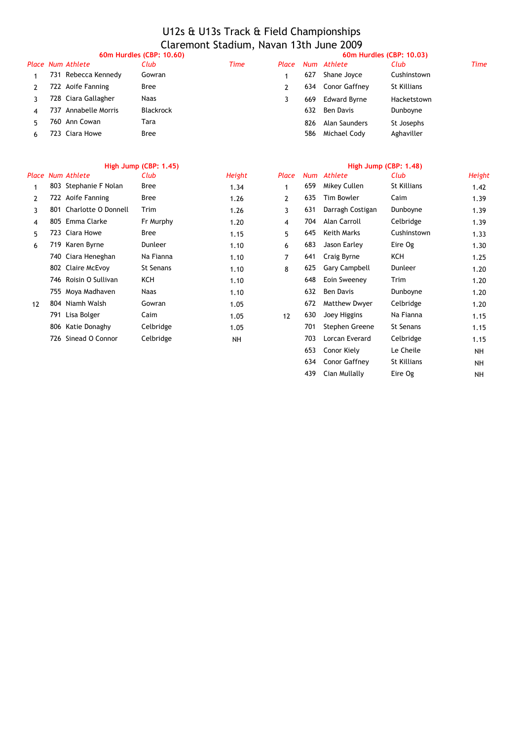# U12s & U13s Track & Field Championships
## Claremont Stadium, Navan 13th June 2009

### 60m Hurdles (CBP: 10.60)

| Place | Num | Athlete | Club | Time |
|---|---|---|---|---|
| 1 | 731 | Rebecca Kennedy | Gowran | |
| 2 | 722 | Aoife Fanning | Bree | |
| 3 | 728 | Ciara Gallagher | Naas | |
| 4 | 737 | Annabelle Morris | Blackrock | |
| 5 | 760 | Ann Cowan | Tara | |
| 6 | 723 | Ciara Howe | Bree | |

### 60m Hurdles (CBP: 10.03)

| Place | Num | Athlete | Club | Time |
|---|---|---|---|---|
| 1 | 627 | Shane Joyce | Cushinstown | |
| 2 | 634 | Conor Gaffney | St Killians | |
| 3 | 669 | Edward Byrne | Hacketstown | |
| | 632 | Ben Davis | Dunboyne | |
| | 826 | Alan Saunders | St Josephs | |
| | 586 | Michael Cody | Aghaviller | |

### High Jump (CBP: 1.45)

| Place | Num | Athlete | Club | Height |
|---|---|---|---|---|
| 1 | 803 | Stephanie F Nolan | Bree | 1.34 |
| 2 | 722 | Aoife Fanning | Bree | 1.26 |
| 3 | 801 | Charlotte O Donnell | Trim | 1.26 |
| 4 | 805 | Emma Clarke | Fr Murphy | 1.20 |
| 5 | 723 | Ciara Howe | Bree | 1.15 |
| 6 | 719 | Karen Byrne | Dunleer | 1.10 |
| | 740 | Ciara Heneghan | Na Fianna | 1.10 |
| | 802 | Claire McEvoy | St Senans | 1.10 |
| | 746 | Roisin O Sullivan | KCH | 1.10 |
| | 755 | Moya Madhaven | Naas | 1.10 |
| 12 | 804 | Niamh Walsh | Gowran | 1.05 |
| | 791 | Lisa Bolger | Caim | 1.05 |
| | 806 | Katie Donaghy | Celbridge | 1.05 |
| | 726 | Sinead O Connor | Celbridge | NH |

### High Jump (CBP: 1.48)

| Place | Num | Athlete | Club | Height |
|---|---|---|---|---|
| 1 | 659 | Mikey Cullen | St Killians | 1.42 |
| 2 | 635 | Tim Bowler | Caim | 1.39 |
| 3 | 631 | Darragh Costigan | Dunboyne | 1.39 |
| 4 | 704 | Alan Carroll | Celbridge | 1.39 |
| 5 | 645 | Keith Marks | Cushinstown | 1.33 |
| 6 | 683 | Jason Earley | Eire Og | 1.30 |
| 7 | 641 | Craig Byrne | KCH | 1.25 |
| 8 | 625 | Gary Campbell | Dunleer | 1.20 |
| | 648 | Eoin Sweeney | Trim | 1.20 |
| | 632 | Ben Davis | Dunboyne | 1.20 |
| | 672 | Matthew Dwyer | Celbridge | 1.20 |
| 12 | 630 | Joey Higgins | Na Fianna | 1.15 |
| | 701 | Stephen Greene | St Senans | 1.15 |
| | 703 | Lorcan Everard | Celbridge | 1.15 |
| | 653 | Conor Kiely | Le Cheile | NH |
| | 634 | Conor Gaffney | St Killians | NH |
| | 439 | Cian Mullally | Eire Og | NH |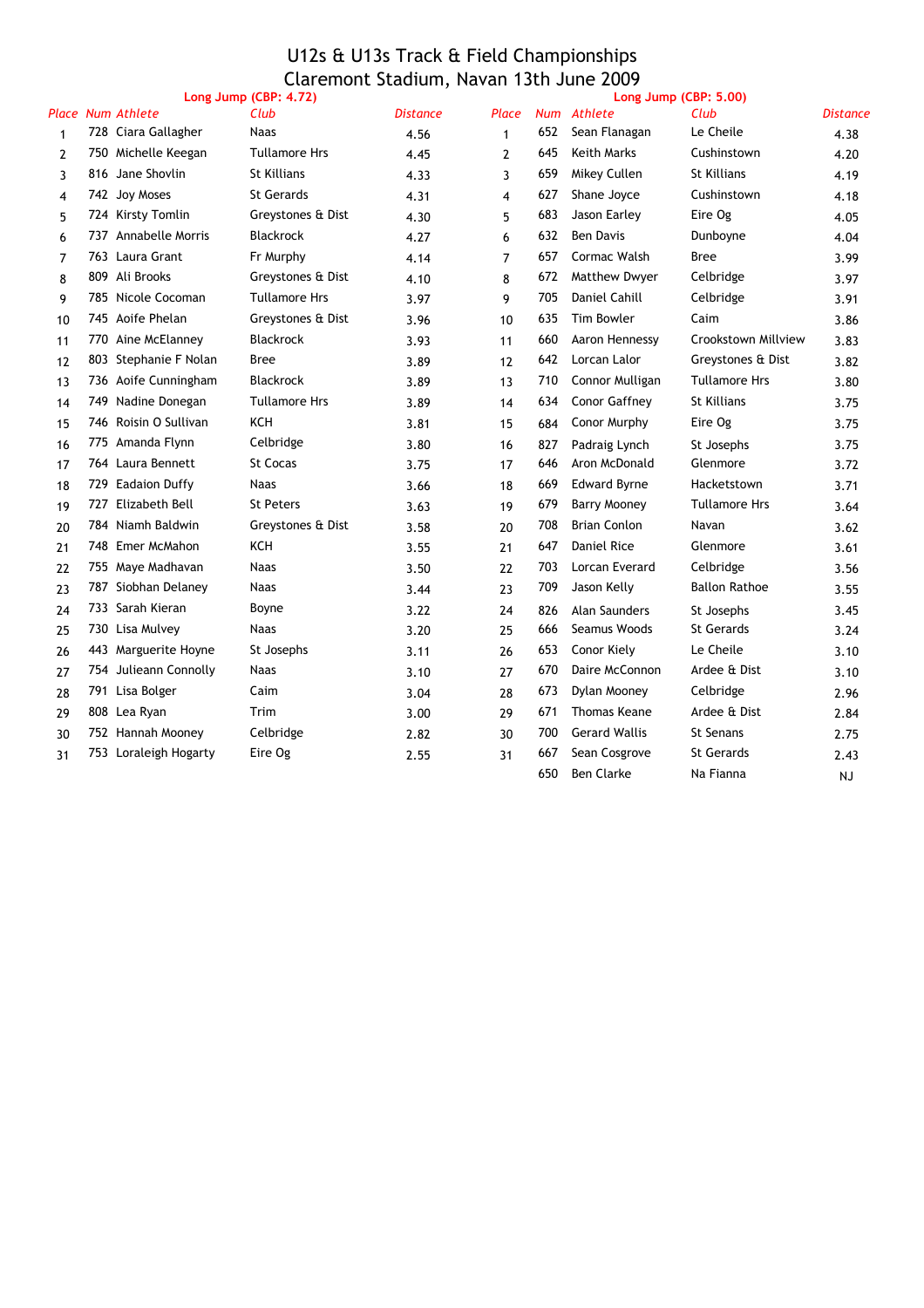# U12s & U13s Track & Field Championships
## Claremont Stadium, Navan 13th June 2009

### Long Jump (CBP: 4.72)

| Place | Num | Athlete | Club | Distance |
|---|---|---|---|---|
| 1 | 728 | Ciara Gallagher | Naas | 4.56 |
| 2 | 750 | Michelle Keegan | Tullamore Hrs | 4.45 |
| 3 | 816 | Jane Shovlin | St Killians | 4.33 |
| 4 | 742 | Joy Moses | St Gerards | 4.31 |
| 5 | 724 | Kirsty Tomlin | Greystones & Dist | 4.30 |
| 6 | 737 | Annabelle Morris | Blackrock | 4.27 |
| 7 | 763 | Laura Grant | Fr Murphy | 4.14 |
| 8 | 809 | Ali Brooks | Greystones & Dist | 4.10 |
| 9 | 785 | Nicole Cocoman | Tullamore Hrs | 3.97 |
| 10 | 745 | Aoife Phelan | Greystones & Dist | 3.96 |
| 11 | 770 | Aine McElanney | Blackrock | 3.93 |
| 12 | 803 | Stephanie F Nolan | Bree | 3.89 |
| 13 | 736 | Aoife Cunningham | Blackrock | 3.89 |
| 14 | 749 | Nadine Donegan | Tullamore Hrs | 3.89 |
| 15 | 746 | Roisin O Sullivan | KCH | 3.81 |
| 16 | 775 | Amanda Flynn | Celbridge | 3.80 |
| 17 | 764 | Laura Bennett | St Cocas | 3.75 |
| 18 | 729 | Eadaion Duffy | Naas | 3.66 |
| 19 | 727 | Elizabeth Bell | St Peters | 3.63 |
| 20 | 784 | Niamh Baldwin | Greystones & Dist | 3.58 |
| 21 | 748 | Emer McMahon | KCH | 3.55 |
| 22 | 755 | Maye Madhavan | Naas | 3.50 |
| 23 | 787 | Siobhan Delaney | Naas | 3.44 |
| 24 | 733 | Sarah Kieran | Boyne | 3.22 |
| 25 | 730 | Lisa Mulvey | Naas | 3.20 |
| 26 | 443 | Marguerite Hoyne | St Josephs | 3.11 |
| 27 | 754 | Julieann Connolly | Naas | 3.10 |
| 28 | 791 | Lisa Bolger | Caim | 3.04 |
| 29 | 808 | Lea Ryan | Trim | 3.00 |
| 30 | 752 | Hannah Mooney | Celbridge | 2.82 |
| 31 | 753 | Loraleigh Hogarty | Eire Og | 2.55 |

### Long Jump (CBP: 5.00)

| Place | Num | Athlete | Club | Distance |
|---|---|---|---|---|
| 1 | 652 | Sean Flanagan | Le Cheile | 4.38 |
| 2 | 645 | Keith Marks | Cushinstown | 4.20 |
| 3 | 659 | Mikey Cullen | St Killians | 4.19 |
| 4 | 627 | Shane Joyce | Cushinstown | 4.18 |
| 5 | 683 | Jason Earley | Eire Og | 4.05 |
| 6 | 632 | Ben Davis | Dunboyne | 4.04 |
| 7 | 657 | Cormac Walsh | Bree | 3.99 |
| 8 | 672 | Matthew Dwyer | Celbridge | 3.97 |
| 9 | 705 | Daniel Cahill | Celbridge | 3.91 |
| 10 | 635 | Tim Bowler | Caim | 3.86 |
| 11 | 660 | Aaron Hennessy | Crookstown Millview | 3.83 |
| 12 | 642 | Lorcan Lalor | Greystones & Dist | 3.82 |
| 13 | 710 | Connor Mulligan | Tullamore Hrs | 3.80 |
| 14 | 634 | Conor Gaffney | St Killians | 3.75 |
| 15 | 684 | Conor Murphy | Eire Og | 3.75 |
| 16 | 827 | Padraig Lynch | St Josephs | 3.75 |
| 17 | 646 | Aron McDonald | Glenmore | 3.72 |
| 18 | 669 | Edward Byrne | Hacketstown | 3.71 |
| 19 | 679 | Barry Mooney | Tullamore Hrs | 3.64 |
| 20 | 708 | Brian Conlon | Navan | 3.62 |
| 21 | 647 | Daniel Rice | Glenmore | 3.61 |
| 22 | 703 | Lorcan Everard | Celbridge | 3.56 |
| 23 | 709 | Jason Kelly | Ballon Rathoe | 3.55 |
| 24 | 826 | Alan Saunders | St Josephs | 3.45 |
| 25 | 666 | Seamus Woods | St Gerards | 3.24 |
| 26 | 653 | Conor Kiely | Le Cheile | 3.10 |
| 27 | 670 | Daire McConnon | Ardee & Dist | 3.10 |
| 28 | 673 | Dylan Mooney | Celbridge | 2.96 |
| 29 | 671 | Thomas Keane | Ardee & Dist | 2.84 |
| 30 | 700 | Gerard Wallis | St Senans | 2.75 |
| 31 | 667 | Sean Cosgrove | St Gerards | 2.43 |
| | 650 | Ben Clarke | Na Fianna | NJ |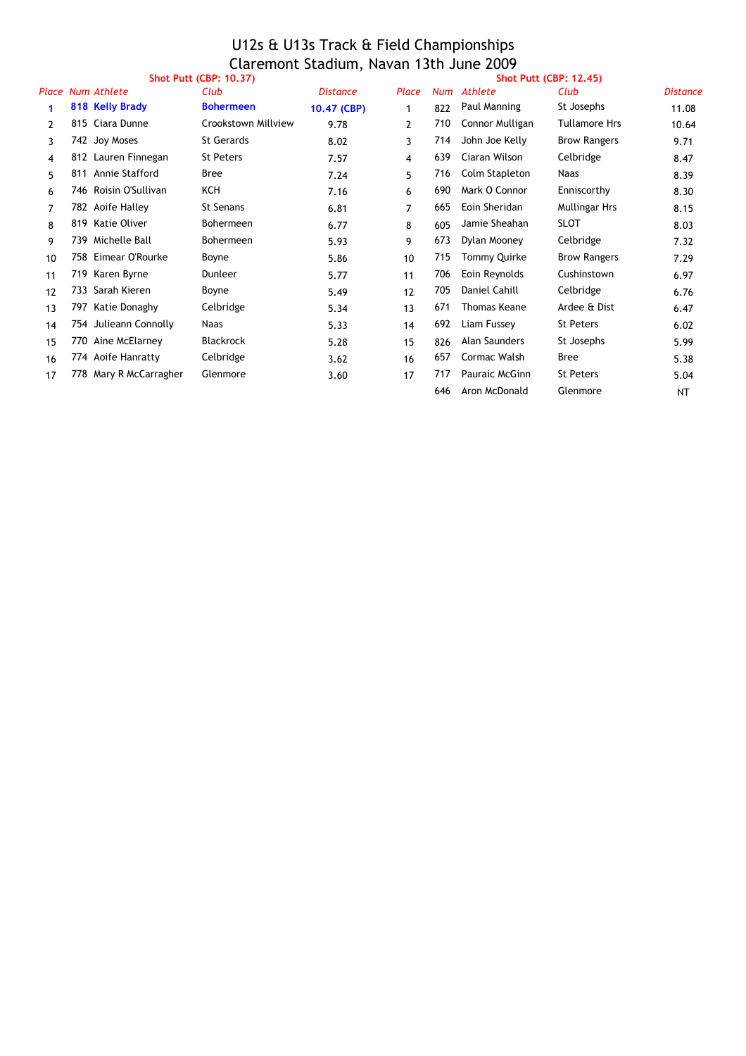# U12s & U13s Track & Field Championships
# Claremont Stadium, Navan 13th June 2009

### Shot Putt (CBP: 10.37)

| Place | Num | Athlete | Club | Distance |
|---|---|---|---|---|
| **1** | **818** | **Kelly Brady** | **Bohermeen** | **10.47 (CBP)** |
| 2 | 815 | Ciara Dunne | Crookstown Millview | 9.78 |
| 3 | 742 | Joy Moses | St Gerards | 8.02 |
| 4 | 812 | Lauren Finnegan | St Peters | 7.57 |
| 5 | 811 | Annie Stafford | Bree | 7.24 |
| 6 | 746 | Roisin O'Sullivan | KCH | 7.16 |
| 7 | 782 | Aoife Halley | St Senans | 6.81 |
| 8 | 819 | Katie Oliver | Bohermeen | 6.77 |
| 9 | 739 | Michelle Ball | Bohermeen | 5.93 |
| 10 | 758 | Eimear O'Rourke | Boyne | 5.86 |
| 11 | 719 | Karen Byrne | Dunleer | 5.77 |
| 12 | 733 | Sarah Kieren | Boyne | 5.49 |
| 13 | 797 | Katie Donaghy | Celbridge | 5.34 |
| 14 | 754 | Julieann Connolly | Naas | 5.33 |
| 15 | 770 | Aine McElarney | Blackrock | 5.28 |
| 16 | 774 | Aoife Hanratty | Celbridge | 3.62 |
| 17 | 778 | Mary R McCarragher | Glenmore | 3.60 |

### Shot Putt (CBP: 12.45)

| Place | Num | Athlete | Club | Distance |
|---|---|---|---|---|
| 1 | 822 | Paul Manning | St Josephs | 11.08 |
| 2 | 710 | Connor Mulligan | Tullamore Hrs | 10.64 |
| 3 | 714 | John Joe Kelly | Brow Rangers | 9.71 |
| 4 | 639 | Ciaran Wilson | Celbridge | 8.47 |
| 5 | 716 | Colm Stapleton | Naas | 8.39 |
| 6 | 690 | Mark O Connor | Enniscorthy | 8.30 |
| 7 | 665 | Eoin Sheridan | Mullingar Hrs | 8.15 |
| 8 | 605 | Jamie Sheahan | SLOT | 8.03 |
| 9 | 673 | Dylan Mooney | Celbridge | 7.32 |
| 10 | 715 | Tommy Quirke | Brow Rangers | 7.29 |
| 11 | 706 | Eoin Reynolds | Cushinstown | 6.97 |
| 12 | 705 | Daniel Cahill | Celbridge | 6.76 |
| 13 | 671 | Thomas Keane | Ardee & Dist | 6.47 |
| 14 | 692 | Liam Fussey | St Peters | 6.02 |
| 15 | 826 | Alan Saunders | St Josephs | 5.99 |
| 16 | 657 | Cormac Walsh | Bree | 5.38 |
| 17 | 717 | Pauraic McGinn | St Peters | 5.04 |
| | 646 | Aron McDonald | Glenmore | NT |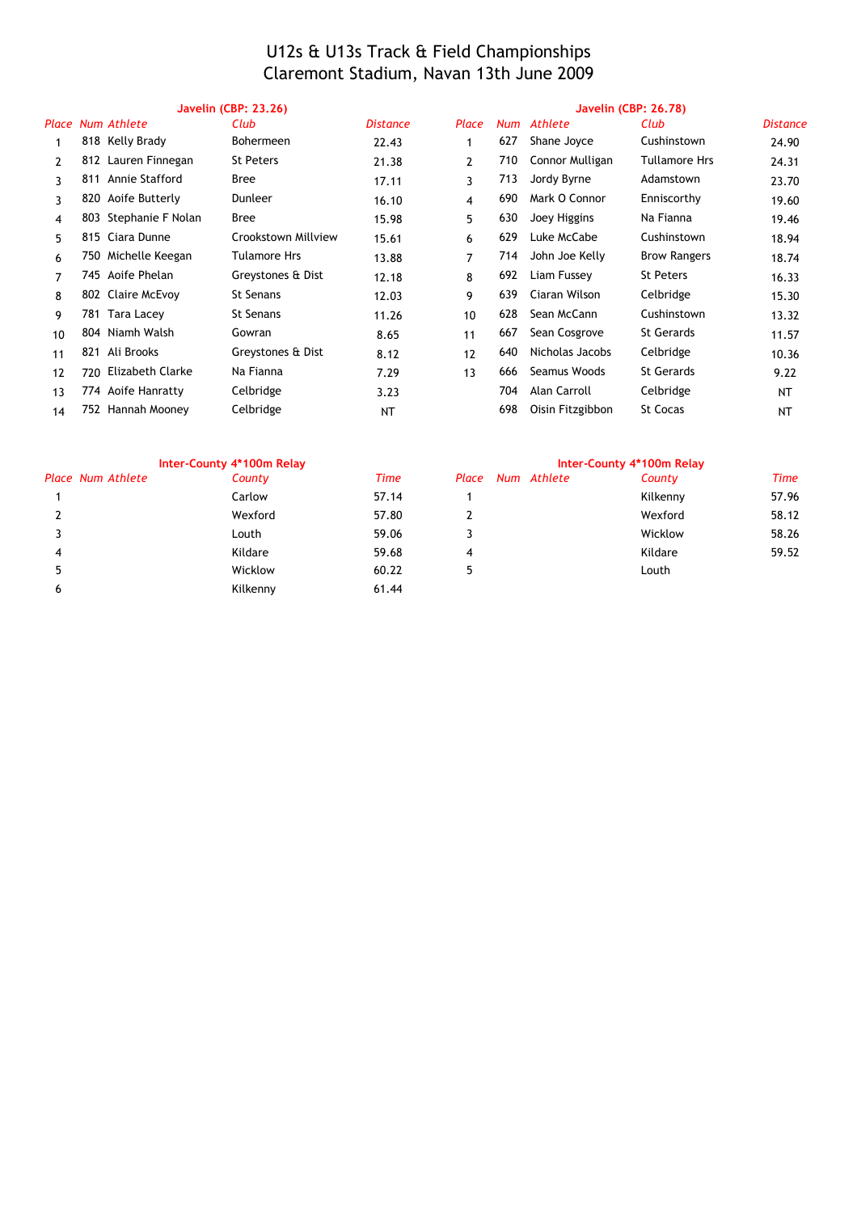# U12s & U13s Track & Field Championships
# Claremont Stadium, Navan 13th June 2009

### Javelin (CBP: 23.26)

| Place | Num | Athlete | Club | Distance |
|---|---|---|---|---|
| 1 | 818 | Kelly Brady | Bohermeen | 22.43 |
| 2 | 812 | Lauren Finnegan | St Peters | 21.38 |
| 3 | 811 | Annie Stafford | Bree | 17.11 |
| 3 | 820 | Aoife Butterly | Dunleer | 16.10 |
| 4 | 803 | Stephanie F Nolan | Bree | 15.98 |
| 5 | 815 | Ciara Dunne | Crookstown Millview | 15.61 |
| 6 | 750 | Michelle Keegan | Tulamore Hrs | 13.88 |
| 7 | 745 | Aoife Phelan | Greystones & Dist | 12.18 |
| 8 | 802 | Claire McEvoy | St Senans | 12.03 |
| 9 | 781 | Tara Lacey | St Senans | 11.26 |
| 10 | 804 | Niamh Walsh | Gowran | 8.65 |
| 11 | 821 | Ali Brooks | Greystones & Dist | 8.12 |
| 12 | 720 | Elizabeth Clarke | Na Fianna | 7.29 |
| 13 | 774 | Aoife Hanratty | Celbridge | 3.23 |
| 14 | 752 | Hannah Mooney | Celbridge | NT |

### Javelin (CBP: 26.78)

| Place | Num | Athlete | Club | Distance |
|---|---|---|---|---|
| 1 | 627 | Shane Joyce | Cushinstown | 24.90 |
| 2 | 710 | Connor Mulligan | Tullamore Hrs | 24.31 |
| 3 | 713 | Jordy Byrne | Adamstown | 23.70 |
| 4 | 690 | Mark O Connor | Enniscorthy | 19.60 |
| 5 | 630 | Joey Higgins | Na Fianna | 19.46 |
| 6 | 629 | Luke McCabe | Cushinstown | 18.94 |
| 7 | 714 | John Joe Kelly | Brow Rangers | 18.74 |
| 8 | 692 | Liam Fussey | St Peters | 16.33 |
| 9 | 639 | Ciaran Wilson | Celbridge | 15.30 |
| 10 | 628 | Sean McCann | Cushinstown | 13.32 |
| 11 | 667 | Sean Cosgrove | St Gerards | 11.57 |
| 12 | 640 | Nicholas Jacobs | Celbridge | 10.36 |
| 13 | 666 | Seamus Woods | St Gerards | 9.22 |
| | 704 | Alan Carroll | Celbridge | NT |
| | 698 | Oisin Fitzgibbon | St Cocas | NT |

### Inter-County 4*100m Relay

| Place | Num | Athlete | County | Time |
|---|---|---|---|---|
| 1 | | | Carlow | 57.14 |
| 2 | | | Wexford | 57.80 |
| 3 | | | Louth | 59.06 |
| 4 | | | Kildare | 59.68 |
| 5 | | | Wicklow | 60.22 |
| 6 | | | Kilkenny | 61.44 |

### Inter-County 4*100m Relay

| Place | Num | Athlete | County | Time |
|---|---|---|---|---|
| 1 | | | Kilkenny | 57.96 |
| 2 | | | Wexford | 58.12 |
| 3 | | | Wicklow | 58.26 |
| 4 | | | Kildare | 59.52 |
| 5 | | | Louth | |